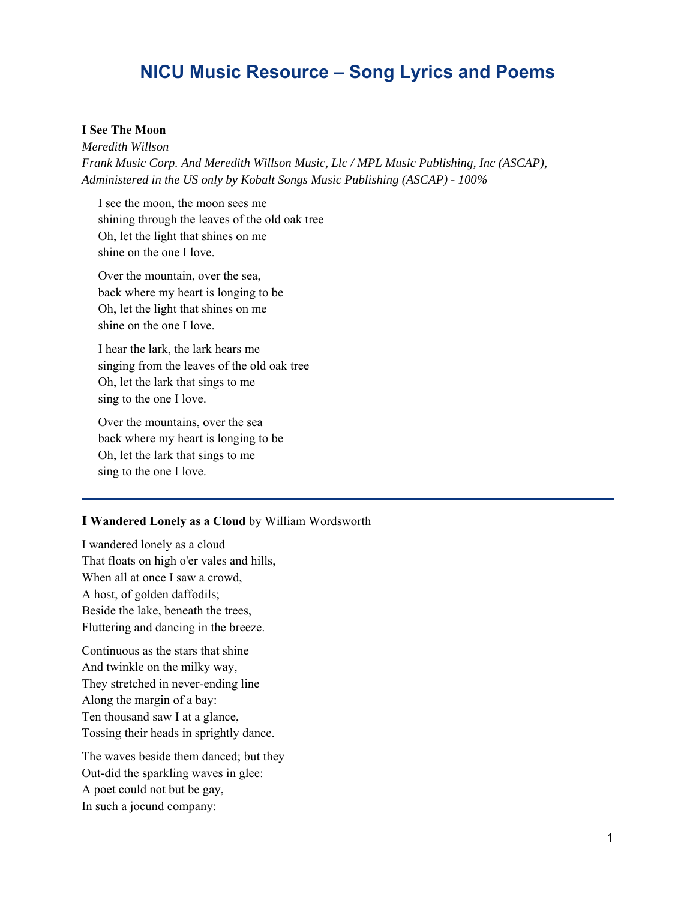# NICU Music Resource – Song Lyrics and Poems

**I See The Moon**
*Meredith Willson*
*Frank Music Corp. And Meredith Willson Music, Llc / MPL Music Publishing, Inc (ASCAP), Administered in the US only by Kobalt Songs Music Publishing (ASCAP) - 100%*

I see the moon, the moon sees me
shining through the leaves of the old oak tree
Oh, let the light that shines on me
shine on the one I love.

Over the mountain, over the sea,
back where my heart is longing to be
Oh, let the light that shines on me
shine on the one I love.

I hear the lark, the lark hears me
singing from the leaves of the old oak tree
Oh, let the lark that sings to me
sing to the one I love.

Over the mountains, over the sea
back where my heart is longing to be
Oh, let the lark that sings to me
sing to the one I love.

---

**I Wandered Lonely as a Cloud** by William Wordsworth

I wandered lonely as a cloud
That floats on high o'er vales and hills,
When all at once I saw a crowd,
A host, of golden daffodils;
Beside the lake, beneath the trees,
Fluttering and dancing in the breeze.

Continuous as the stars that shine
And twinkle on the milky way,
They stretched in never-ending line
Along the margin of a bay:
Ten thousand saw I at a glance,
Tossing their heads in sprightly dance.

The waves beside them danced; but they
Out-did the sparkling waves in glee:
A poet could not but be gay,
In such a jocund company: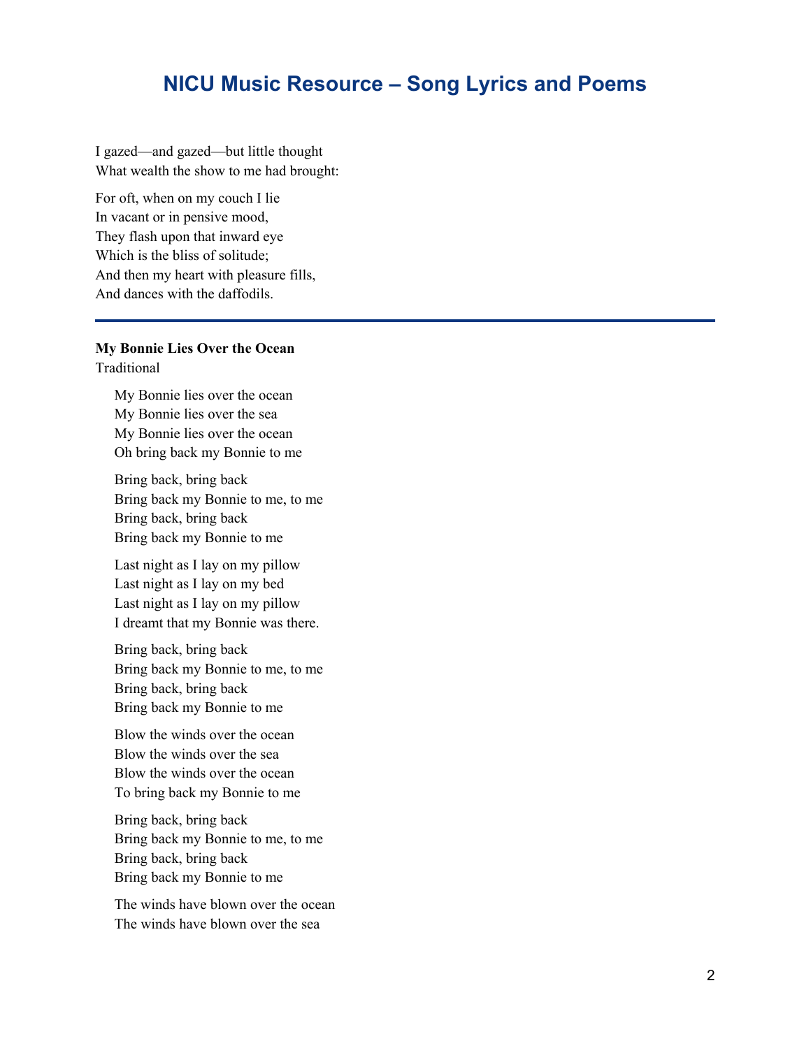I gazed—and gazed—but little thought
What wealth the show to me had brought:

For oft, when on my couch I lie
In vacant or in pensive mood,
They flash upon that inward eye
Which is the bliss of solitude;
And then my heart with pleasure fills,
And dances with the daffodils.

---

**My Bonnie Lies Over the Ocean**
Traditional

My Bonnie lies over the ocean
My Bonnie lies over the sea
My Bonnie lies over the ocean
Oh bring back my Bonnie to me

Bring back, bring back
Bring back my Bonnie to me, to me
Bring back, bring back
Bring back my Bonnie to me

Last night as I lay on my pillow
Last night as I lay on my bed
Last night as I lay on my pillow
I dreamt that my Bonnie was there.

Bring back, bring back
Bring back my Bonnie to me, to me
Bring back, bring back
Bring back my Bonnie to me

Blow the winds over the ocean
Blow the winds over the sea
Blow the winds over the ocean
To bring back my Bonnie to me

Bring back, bring back
Bring back my Bonnie to me, to me
Bring back, bring back
Bring back my Bonnie to me

The winds have blown over the ocean
The winds have blown over the sea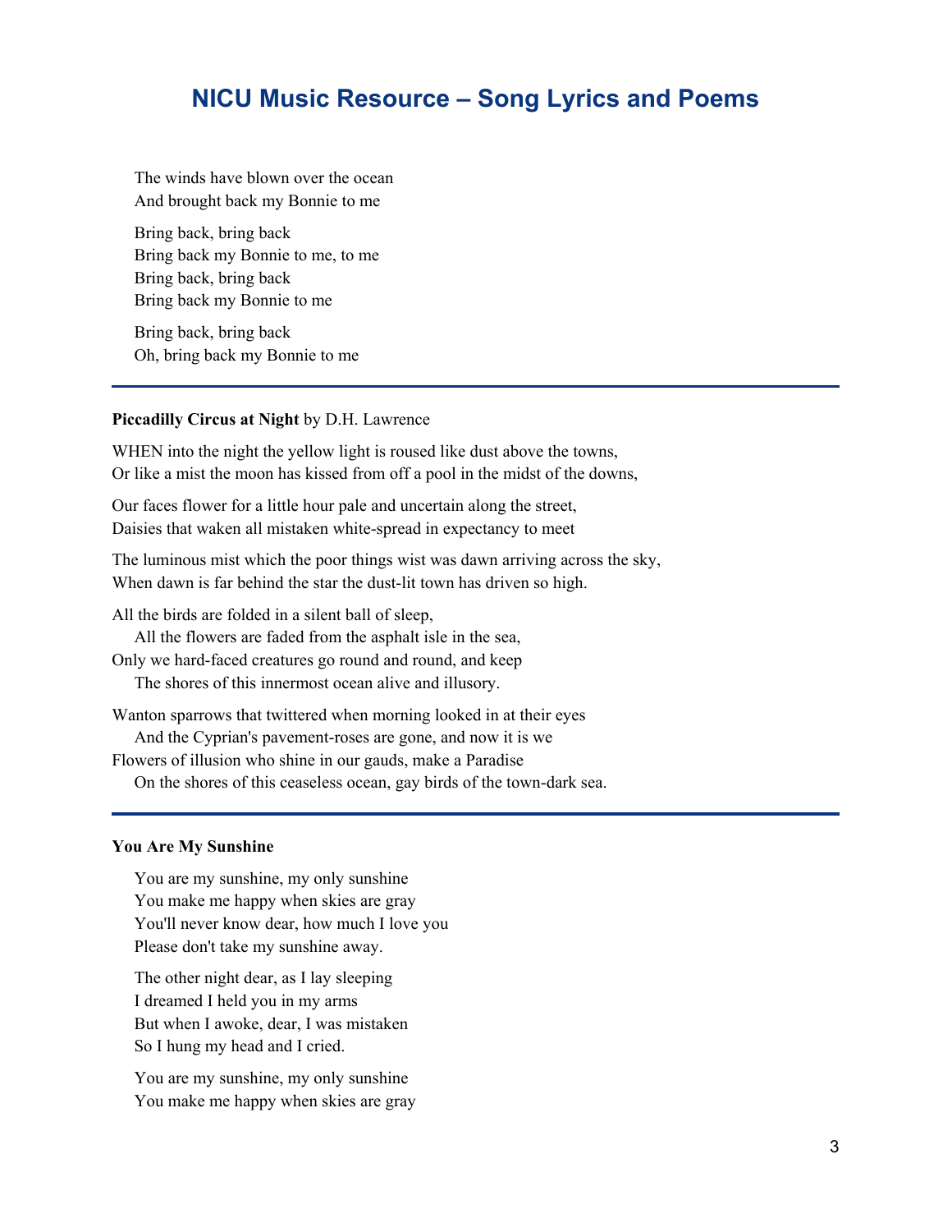# NICU Music Resource – Song Lyrics and Poems

The winds have blown over the ocean  
And brought back my Bonnie to me

Bring back, bring back  
Bring back my Bonnie to me, to me  
Bring back, bring back  
Bring back my Bonnie to me

Bring back, bring back  
Oh, bring back my Bonnie to me

---

**Piccadilly Circus at Night** by D.H. Lawrence

WHEN into the night the yellow light is roused like dust above the towns,  
Or like a mist the moon has kissed from off a pool in the midst of the downs,

Our faces flower for a little hour pale and uncertain along the street,  
Daisies that waken all mistaken white-spread in expectancy to meet

The luminous mist which the poor things wist was dawn arriving across the sky,  
When dawn is far behind the star the dust-lit town has driven so high.

All the birds are folded in a silent ball of sleep,  
&nbsp;&nbsp;&nbsp;&nbsp;All the flowers are faded from the asphalt isle in the sea,  
Only we hard-faced creatures go round and round, and keep  
&nbsp;&nbsp;&nbsp;&nbsp;The shores of this innermost ocean alive and illusory.

Wanton sparrows that twittered when morning looked in at their eyes  
&nbsp;&nbsp;&nbsp;&nbsp;And the Cyprian's pavement-roses are gone, and now it is we  
Flowers of illusion who shine in our gauds, make a Paradise  
&nbsp;&nbsp;&nbsp;&nbsp;On the shores of this ceaseless ocean, gay birds of the town-dark sea.

---

**You Are My Sunshine**

You are my sunshine, my only sunshine  
You make me happy when skies are gray  
You'll never know dear, how much I love you  
Please don't take my sunshine away.

The other night dear, as I lay sleeping  
I dreamed I held you in my arms  
But when I awoke, dear, I was mistaken  
So I hung my head and I cried.

You are my sunshine, my only sunshine  
You make me happy when skies are gray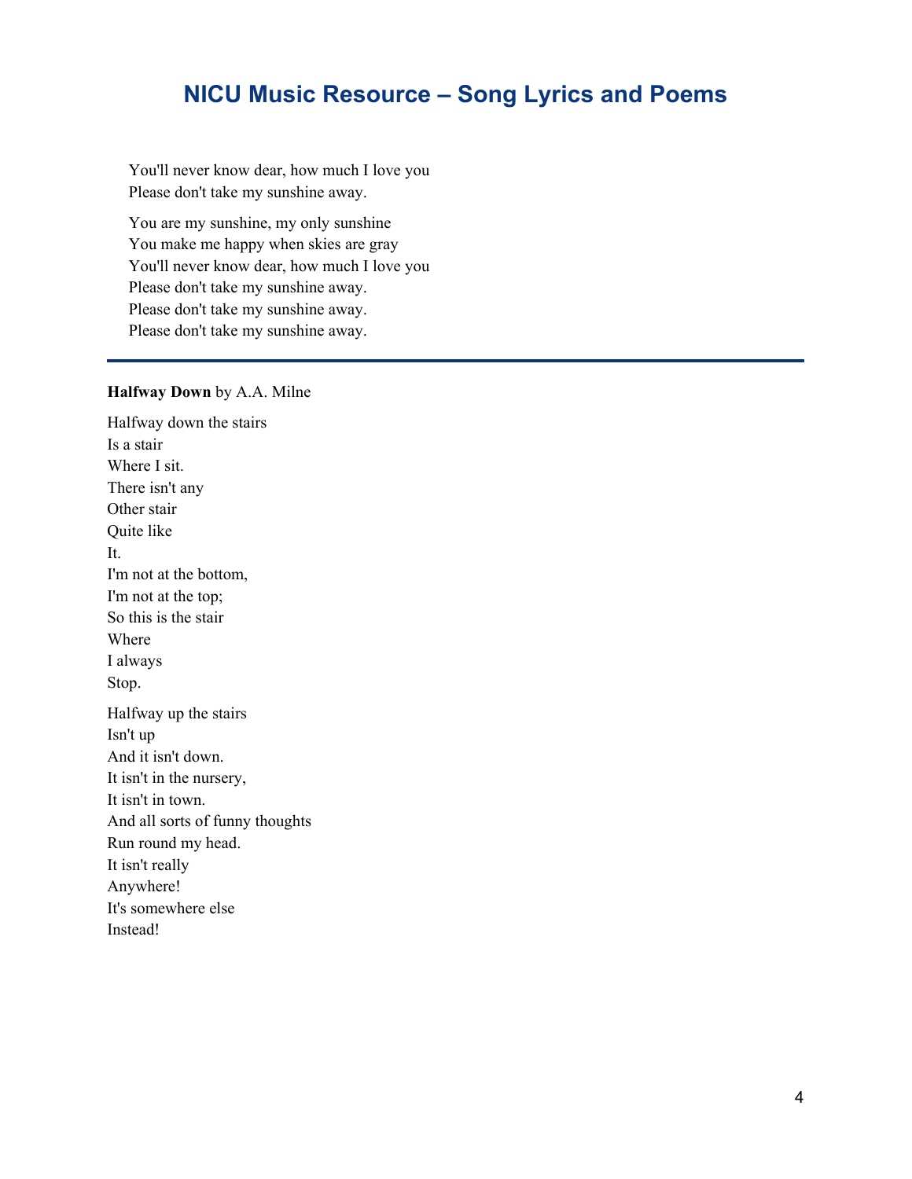# NICU Music Resource – Song Lyrics and Poems

You'll never know dear, how much I love you  
Please don't take my sunshine away.

You are my sunshine, my only sunshine  
You make me happy when skies are gray  
You'll never know dear, how much I love you  
Please don't take my sunshine away.  
Please don't take my sunshine away.  
Please don't take my sunshine away.

---

**Halfway Down** by A.A. Milne

Halfway down the stairs  
Is a stair  
Where I sit.  
There isn't any  
Other stair  
Quite like  
It.  
I'm not at the bottom,  
I'm not at the top;  
So this is the stair  
Where  
I always  
Stop.

Halfway up the stairs  
Isn't up  
And it isn't down.  
It isn't in the nursery,  
It isn't in town.  
And all sorts of funny thoughts  
Run round my head.  
It isn't really  
Anywhere!  
It's somewhere else  
Instead!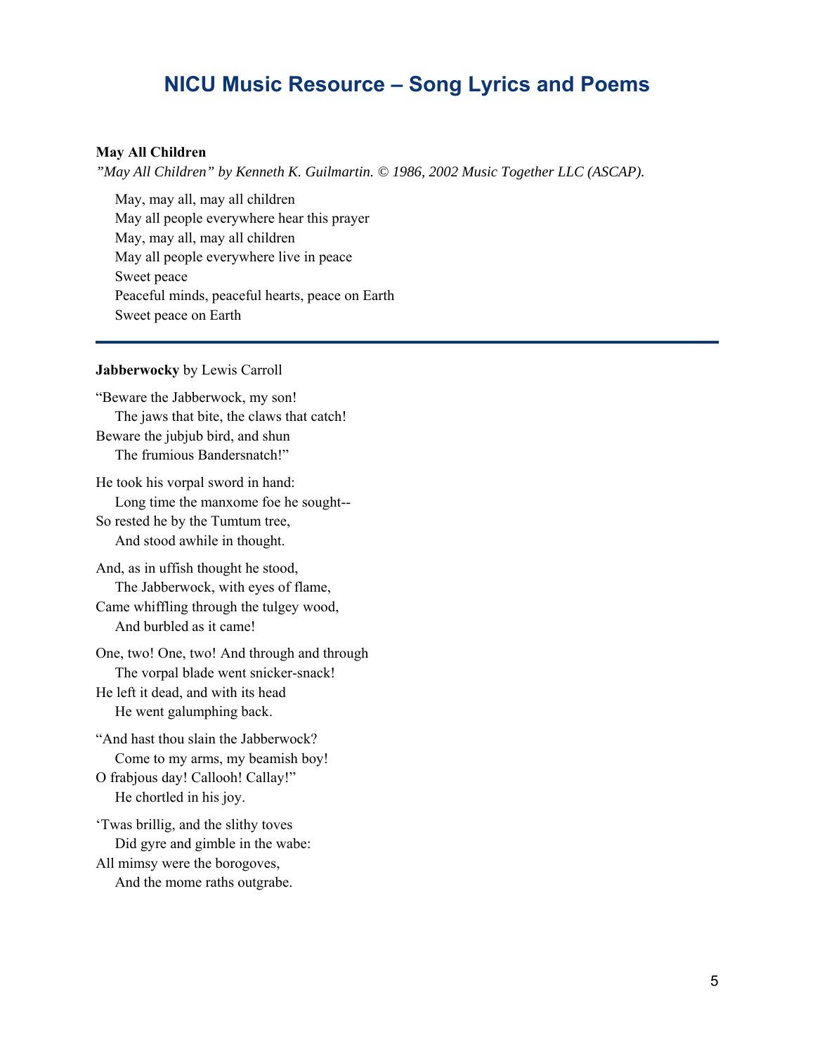# NICU Music Resource – Song Lyrics and Poems

**May All Children**

*"May All Children" by Kenneth K. Guilmartin. © 1986, 2002 Music Together LLC (ASCAP).*

May, may all, may all children  
May all people everywhere hear this prayer  
May, may all, may all children  
May all people everywhere live in peace  
Sweet peace  
Peaceful minds, peaceful hearts, peace on Earth  
Sweet peace on Earth

---

**Jabberwocky** by Lewis Carroll

"Beware the Jabberwock, my son!  
    The jaws that bite, the claws that catch!  
Beware the jubjub bird, and shun  
    The frumious Bandersnatch!"

He took his vorpal sword in hand:  
    Long time the manxome foe he sought--  
So rested he by the Tumtum tree,  
    And stood awhile in thought.

And, as in uffish thought he stood,  
    The Jabberwock, with eyes of flame,  
Came whiffling through the tulgey wood,  
    And burbled as it came!

One, two! One, two! And through and through  
    The vorpal blade went snicker-snack!  
He left it dead, and with its head  
    He went galumphing back.

"And hast thou slain the Jabberwock?  
    Come to my arms, my beamish boy!  
O frabjous day! Callooh! Callay!"  
    He chortled in his joy.

'Twas brillig, and the slithy toves  
    Did gyre and gimble in the wabe:  
All mimsy were the borogoves,  
    And the mome raths outgrabe.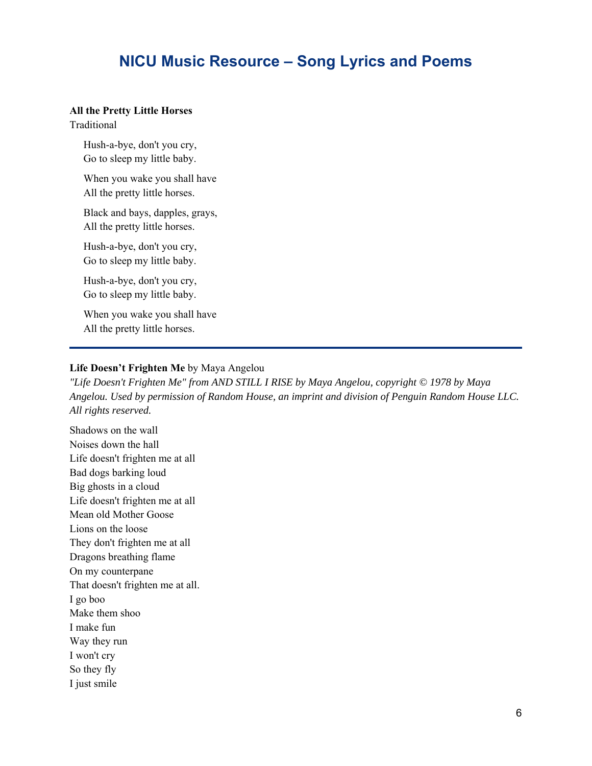# NICU Music Resource – Song Lyrics and Poems

**All the Pretty Little Horses**
Traditional

Hush-a-bye, don't you cry,
Go to sleep my little baby.

When you wake you shall have
All the pretty little horses.

Black and bays, dapples, grays,
All the pretty little horses.

Hush-a-bye, don't you cry,
Go to sleep my little baby.

Hush-a-bye, don't you cry,
Go to sleep my little baby.

When you wake you shall have
All the pretty little horses.

---

**Life Doesn't Frighten Me** by Maya Angelou
*"Life Doesn't Frighten Me" from AND STILL I RISE by Maya Angelou, copyright © 1978 by Maya Angelou. Used by permission of Random House, an imprint and division of Penguin Random House LLC. All rights reserved.*

Shadows on the wall
Noises down the hall
Life doesn't frighten me at all
Bad dogs barking loud
Big ghosts in a cloud
Life doesn't frighten me at all
Mean old Mother Goose
Lions on the loose
They don't frighten me at all
Dragons breathing flame
On my counterpane
That doesn't frighten me at all.
I go boo
Make them shoo
I make fun
Way they run
I won't cry
So they fly
I just smile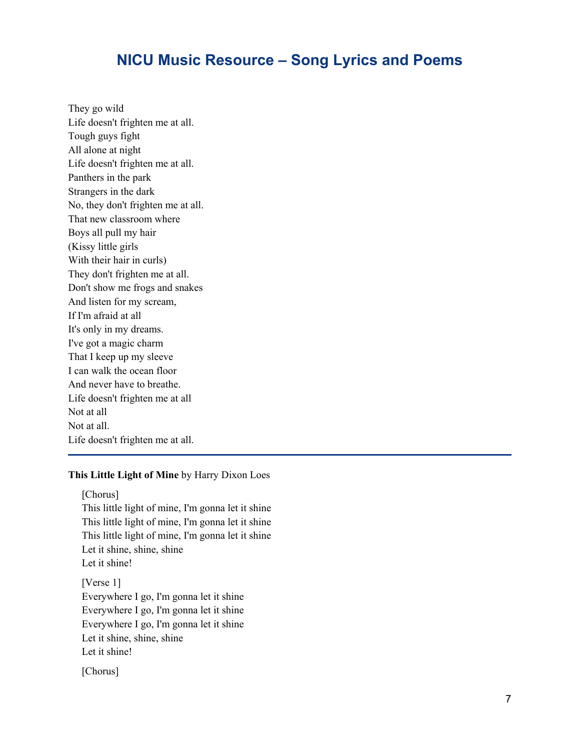# NICU Music Resource – Song Lyrics and Poems

They go wild  
Life doesn't frighten me at all.  
Tough guys fight  
All alone at night  
Life doesn't frighten me at all.  
Panthers in the park  
Strangers in the dark  
No, they don't frighten me at all.  
That new classroom where  
Boys all pull my hair  
(Kissy little girls  
With their hair in curls)  
They don't frighten me at all.  
Don't show me frogs and snakes  
And listen for my scream,  
If I'm afraid at all  
It's only in my dreams.  
I've got a magic charm  
That I keep up my sleeve  
I can walk the ocean floor  
And never have to breathe.  
Life doesn't frighten me at all  
Not at all  
Not at all.  
Life doesn't frighten me at all.

---

**This Little Light of Mine** by Harry Dixon Loes

[Chorus]  
This little light of mine, I'm gonna let it shine  
This little light of mine, I'm gonna let it shine  
This little light of mine, I'm gonna let it shine  
Let it shine, shine, shine  
Let it shine!

[Verse 1]  
Everywhere I go, I'm gonna let it shine  
Everywhere I go, I'm gonna let it shine  
Everywhere I go, I'm gonna let it shine  
Let it shine, shine, shine  
Let it shine!

[Chorus]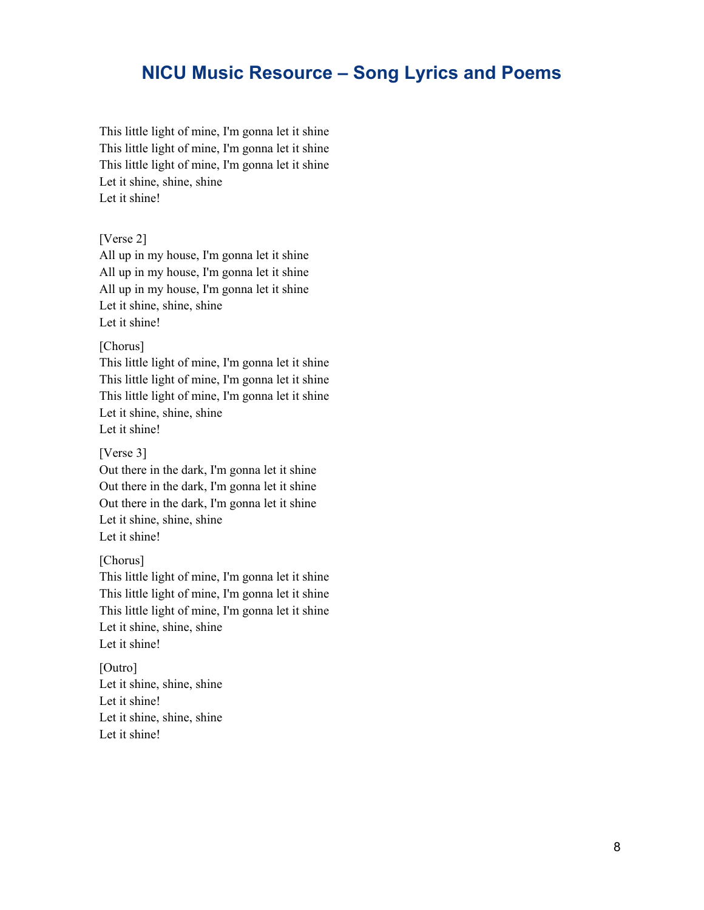## NICU Music Resource – Song Lyrics and Poems

This little light of mine, I'm gonna let it shine
This little light of mine, I'm gonna let it shine
This little light of mine, I'm gonna let it shine
Let it shine, shine, shine
Let it shine!

[Verse 2]
All up in my house, I'm gonna let it shine
All up in my house, I'm gonna let it shine
All up in my house, I'm gonna let it shine
Let it shine, shine, shine
Let it shine!

[Chorus]
This little light of mine, I'm gonna let it shine
This little light of mine, I'm gonna let it shine
This little light of mine, I'm gonna let it shine
Let it shine, shine, shine
Let it shine!

[Verse 3]
Out there in the dark, I'm gonna let it shine
Out there in the dark, I'm gonna let it shine
Out there in the dark, I'm gonna let it shine
Let it shine, shine, shine
Let it shine!

[Chorus]
This little light of mine, I'm gonna let it shine
This little light of mine, I'm gonna let it shine
This little light of mine, I'm gonna let it shine
Let it shine, shine, shine
Let it shine!

[Outro]
Let it shine, shine, shine
Let it shine!
Let it shine, shine, shine
Let it shine!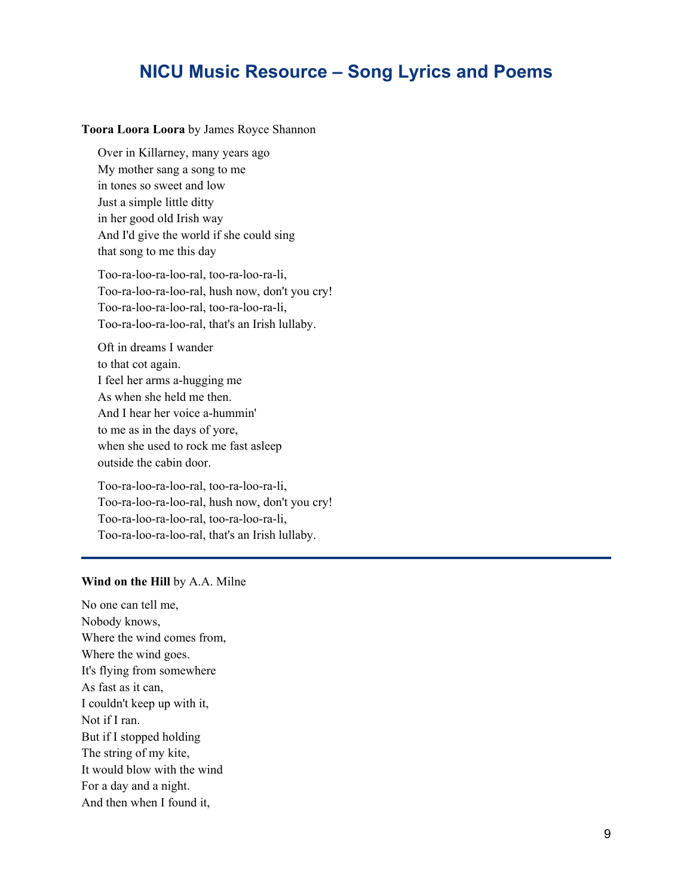## NICU Music Resource – Song Lyrics and Poems

**Toora Loora Loora** by James Royce Shannon

> Over in Killarney, many years ago  
> My mother sang a song to me  
> in tones so sweet and low  
> Just a simple little ditty  
> in her good old Irish way  
> And I'd give the world if she could sing  
> that song to me this day
>
> Too-ra-loo-ra-loo-ral, too-ra-loo-ra-li,  
> Too-ra-loo-ra-loo-ral, hush now, don't you cry!  
> Too-ra-loo-ra-loo-ral, too-ra-loo-ra-li,  
> Too-ra-loo-ra-loo-ral, that's an Irish lullaby.
>
> Oft in dreams I wander  
> to that cot again.  
> I feel her arms a-hugging me  
> As when she held me then.  
> And I hear her voice a-hummin'  
> to me as in the days of yore,  
> when she used to rock me fast asleep  
> outside the cabin door.
>
> Too-ra-loo-ra-loo-ral, too-ra-loo-ra-li,  
> Too-ra-loo-ra-loo-ral, hush now, don't you cry!  
> Too-ra-loo-ra-loo-ral, too-ra-loo-ra-li,  
> Too-ra-loo-ra-loo-ral, that's an Irish lullaby.

---

**Wind on the Hill** by A.A. Milne

No one can tell me,  
Nobody knows,  
Where the wind comes from,  
Where the wind goes.  
It's flying from somewhere  
As fast as it can,  
I couldn't keep up with it,  
Not if I ran.  
But if I stopped holding  
The string of my kite,  
It would blow with the wind  
For a day and a night.  
And then when I found it,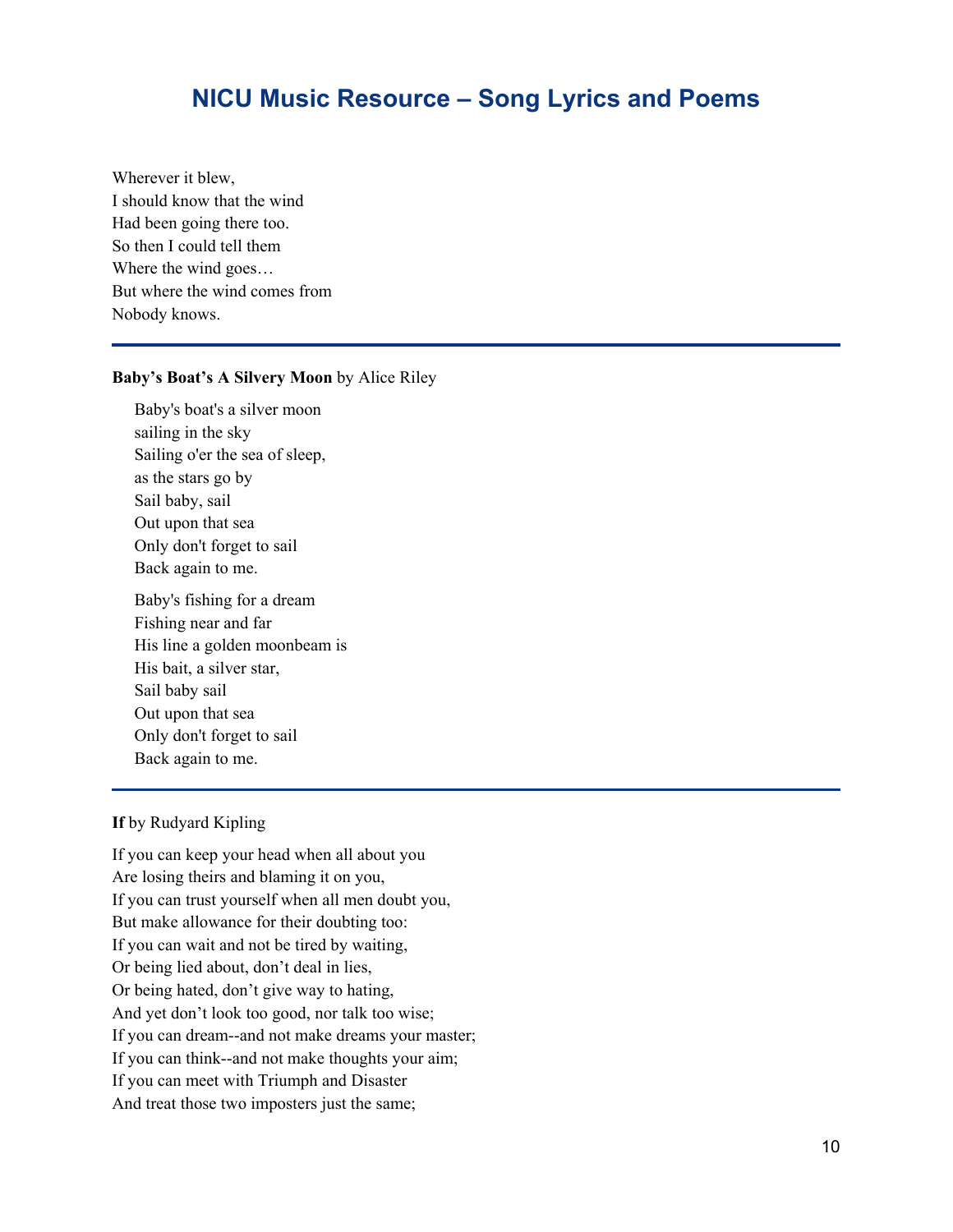# NICU Music Resource – Song Lyrics and Poems

Wherever it blew,  
I should know that the wind  
Had been going there too.  
So then I could tell them  
Where the wind goes…  
But where the wind comes from  
Nobody knows.

---

**Baby's Boat's A Silvery Moon** by Alice Riley

Baby's boat's a silver moon  
sailing in the sky  
Sailing o'er the sea of sleep,  
as the stars go by  
Sail baby, sail  
Out upon that sea  
Only don't forget to sail  
Back again to me.

Baby's fishing for a dream  
Fishing near and far  
His line a golden moonbeam is  
His bait, a silver star,  
Sail baby sail  
Out upon that sea  
Only don't forget to sail  
Back again to me.

---

**If** by Rudyard Kipling

If you can keep your head when all about you  
Are losing theirs and blaming it on you,  
If you can trust yourself when all men doubt you,  
But make allowance for their doubting too:  
If you can wait and not be tired by waiting,  
Or being lied about, don't deal in lies,  
Or being hated, don't give way to hating,  
And yet don't look too good, nor talk too wise;  
If you can dream--and not make dreams your master;  
If you can think--and not make thoughts your aim;  
If you can meet with Triumph and Disaster  
And treat those two imposters just the same;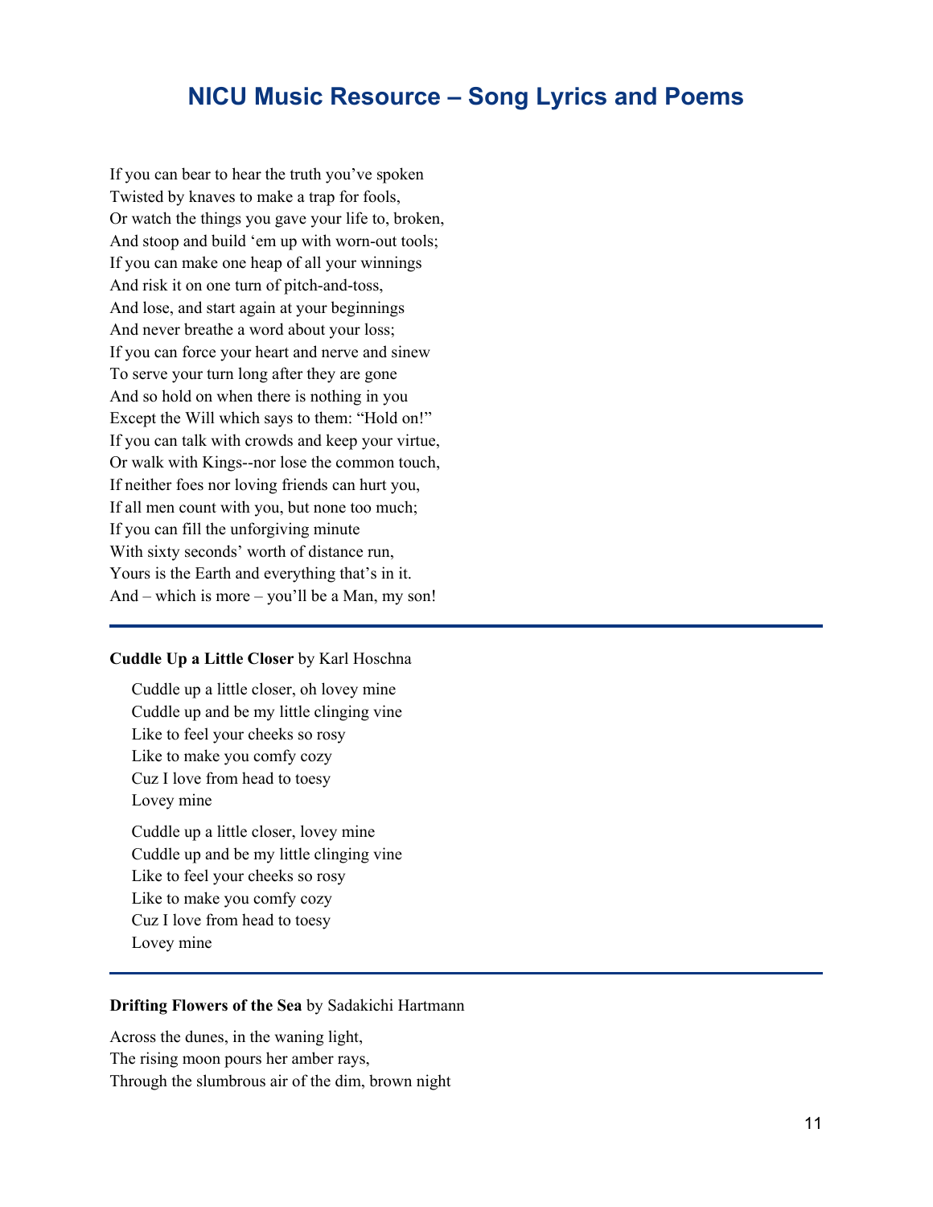## NICU Music Resource – Song Lyrics and Poems

If you can bear to hear the truth you've spoken
Twisted by knaves to make a trap for fools,
Or watch the things you gave your life to, broken,
And stoop and build 'em up with worn-out tools;
If you can make one heap of all your winnings
And risk it on one turn of pitch-and-toss,
And lose, and start again at your beginnings
And never breathe a word about your loss;
If you can force your heart and nerve and sinew
To serve your turn long after they are gone
And so hold on when there is nothing in you
Except the Will which says to them: "Hold on!"
If you can talk with crowds and keep your virtue,
Or walk with Kings--nor lose the common touch,
If neither foes nor loving friends can hurt you,
If all men count with you, but none too much;
If you can fill the unforgiving minute
With sixty seconds' worth of distance run,
Yours is the Earth and everything that's in it.
And – which is more – you'll be a Man, my son!

---

**Cuddle Up a Little Closer** by Karl Hoschna

Cuddle up a little closer, oh lovey mine
Cuddle up and be my little clinging vine
Like to feel your cheeks so rosy
Like to make you comfy cozy
Cuz I love from head to toesy
Lovey mine

Cuddle up a little closer, lovey mine
Cuddle up and be my little clinging vine
Like to feel your cheeks so rosy
Like to make you comfy cozy
Cuz I love from head to toesy
Lovey mine

---

**Drifting Flowers of the Sea** by Sadakichi Hartmann

Across the dunes, in the waning light,
The rising moon pours her amber rays,
Through the slumbrous air of the dim, brown night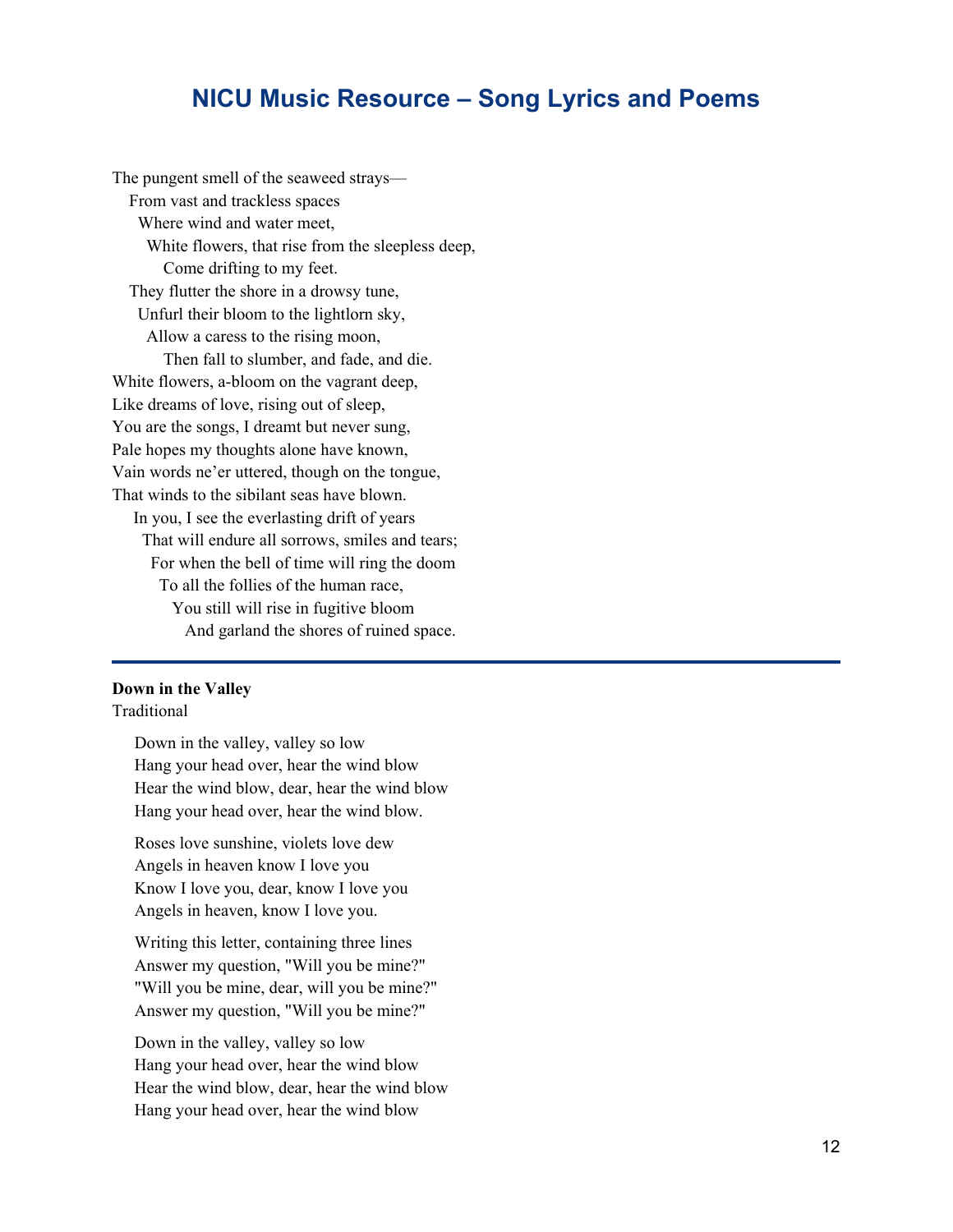The pungent smell of the seaweed strays—
From vast and trackless spaces
Where wind and water meet,
White flowers, that rise from the sleepless deep,
Come drifting to my feet.
They flutter the shore in a drowsy tune,
Unfurl their bloom to the lightlorn sky,
Allow a caress to the rising moon,
Then fall to slumber, and fade, and die.
White flowers, a-bloom on the vagrant deep,
Like dreams of love, rising out of sleep,
You are the songs, I dreamt but never sung,
Pale hopes my thoughts alone have known,
Vain words ne'er uttered, though on the tongue,
That winds to the sibilant seas have blown.
In you, I see the everlasting drift of years
That will endure all sorrows, smiles and tears;
For when the bell of time will ring the doom
To all the follies of the human race,
You still will rise in fugitive bloom
And garland the shores of ruined space.

---

**Down in the Valley**
Traditional

Down in the valley, valley so low
Hang your head over, hear the wind blow
Hear the wind blow, dear, hear the wind blow
Hang your head over, hear the wind blow.

Roses love sunshine, violets love dew
Angels in heaven know I love you
Know I love you, dear, know I love you
Angels in heaven, know I love you.

Writing this letter, containing three lines
Answer my question, "Will you be mine?"
"Will you be mine, dear, will you be mine?"
Answer my question, "Will you be mine?"

Down in the valley, valley so low
Hang your head over, hear the wind blow
Hear the wind blow, dear, hear the wind blow
Hang your head over, hear the wind blow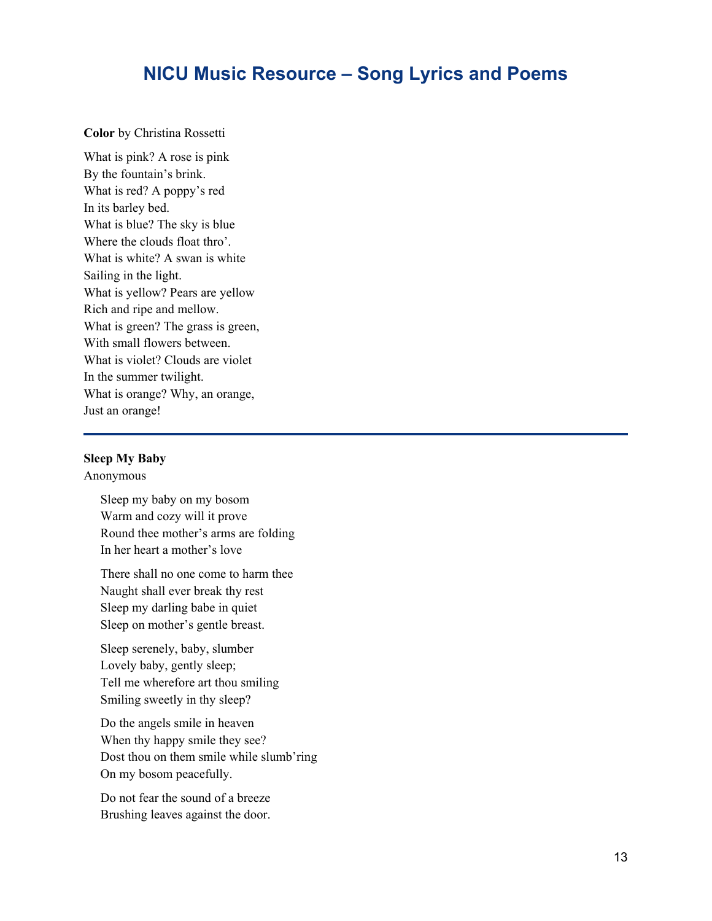# NICU Music Resource – Song Lyrics and Poems

**Color** by Christina Rossetti

What is pink? A rose is pink  
By the fountain's brink.  
What is red? A poppy's red  
In its barley bed.  
What is blue? The sky is blue  
Where the clouds float thro'.  
What is white? A swan is white  
Sailing in the light.  
What is yellow? Pears are yellow  
Rich and ripe and mellow.  
What is green? The grass is green,  
With small flowers between.  
What is violet? Clouds are violet  
In the summer twilight.  
What is orange? Why, an orange,  
Just an orange!

---

**Sleep My Baby**  
Anonymous

Sleep my baby on my bosom  
Warm and cozy will it prove  
Round thee mother's arms are folding  
In her heart a mother's love

There shall no one come to harm thee  
Naught shall ever break thy rest  
Sleep my darling babe in quiet  
Sleep on mother's gentle breast.

Sleep serenely, baby, slumber  
Lovely baby, gently sleep;  
Tell me wherefore art thou smiling  
Smiling sweetly in thy sleep?

Do the angels smile in heaven  
When thy happy smile they see?  
Dost thou on them smile while slumb'ring  
On my bosom peacefully.

Do not fear the sound of a breeze  
Brushing leaves against the door.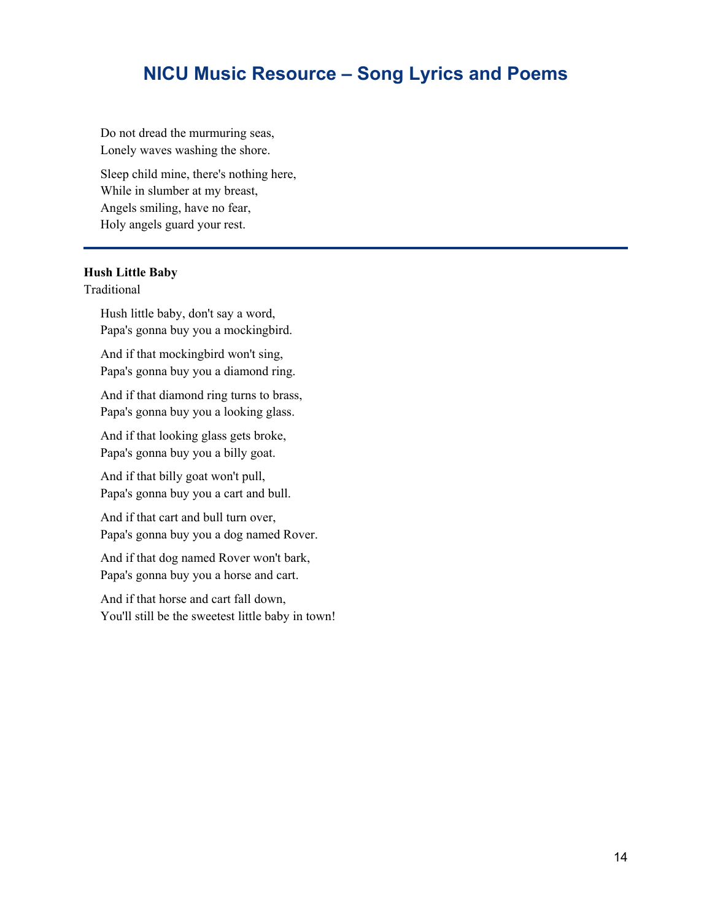# NICU Music Resource – Song Lyrics and Poems

Do not dread the murmuring seas,
Lonely waves washing the shore.

Sleep child mine, there's nothing here,
While in slumber at my breast,
Angels smiling, have no fear,
Holy angels guard your rest.

---

**Hush Little Baby**
Traditional

Hush little baby, don't say a word,
Papa's gonna buy you a mockingbird.

And if that mockingbird won't sing,
Papa's gonna buy you a diamond ring.

And if that diamond ring turns to brass,
Papa's gonna buy you a looking glass.

And if that looking glass gets broke,
Papa's gonna buy you a billy goat.

And if that billy goat won't pull,
Papa's gonna buy you a cart and bull.

And if that cart and bull turn over,
Papa's gonna buy you a dog named Rover.

And if that dog named Rover won't bark,
Papa's gonna buy you a horse and cart.

And if that horse and cart fall down,
You'll still be the sweetest little baby in town!